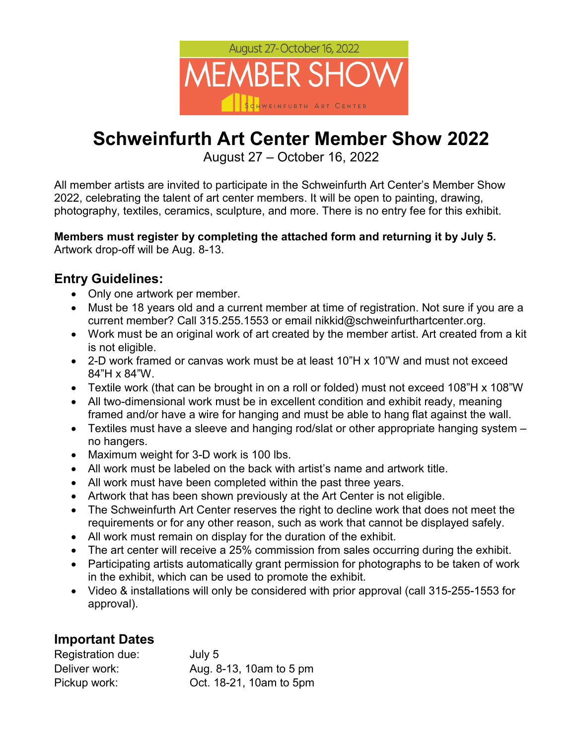August 27-October 16, 2022

MEMBER SHOW

SCHWEINFURTH ART CENTER

# Schweinfurth Art Center Member Show 2022

August 27 – October 16, 2022

All member artists are invited to participate in the Schweinfurth Art Center's Member Show 2022, celebrating the talent of art center members. It will be open to painting, drawing, photography, textiles, ceramics, sculpture, and more. There is no entry fee for this exhibit.

**Members must register by completing the attached form and returning it by July 5.** Artwork drop-off will be Aug. 8-13.

## Entry Guidelines:

- Only one artwork per member.
- Must be 18 years old and a current member at time of registration. Not sure if you are a current member? Call 315.255.1553 or email nikkid@schweinfurthartcenter.org.
- Work must be an original work of art created by the member artist. Art created from a kit is not eligible.
- 2-D work framed or canvas work must be at least 10"H x 10"W and must not exceed 84"H x 84"W.
- Textile work (that can be brought in on a roll or folded) must not exceed 108"H x 108"W
- All two-dimensional work must be in excellent condition and exhibit ready, meaning framed and/or have a wire for hanging and must be able to hang flat against the wall.
- Textiles must have a sleeve and hanging rod/slat or other appropriate hanging system – no hangers.
- Maximum weight for 3-D work is 100 lbs.
- All work must be labeled on the back with artist's name and artwork title.
- All work must have been completed within the past three years.
- Artwork that has been shown previously at the Art Center is not eligible.
- The Schweinfurth Art Center reserves the right to decline work that does not meet the requirements or for any other reason, such as work that cannot be displayed safely.
- All work must remain on display for the duration of the exhibit.
- The art center will receive a 25% commission from sales occurring during the exhibit.
- Participating artists automatically grant permission for photographs to be taken of work in the exhibit, which can be used to promote the exhibit.
- Video & installations will only be considered with prior approval (call 315-255-1553 for approval).

## Important Dates

| | |
|---|---|
| Registration due: | July 5 |
| Deliver work: | Aug. 8-13, 10am to 5 pm |
| Pickup work: | Oct. 18-21, 10am to 5pm |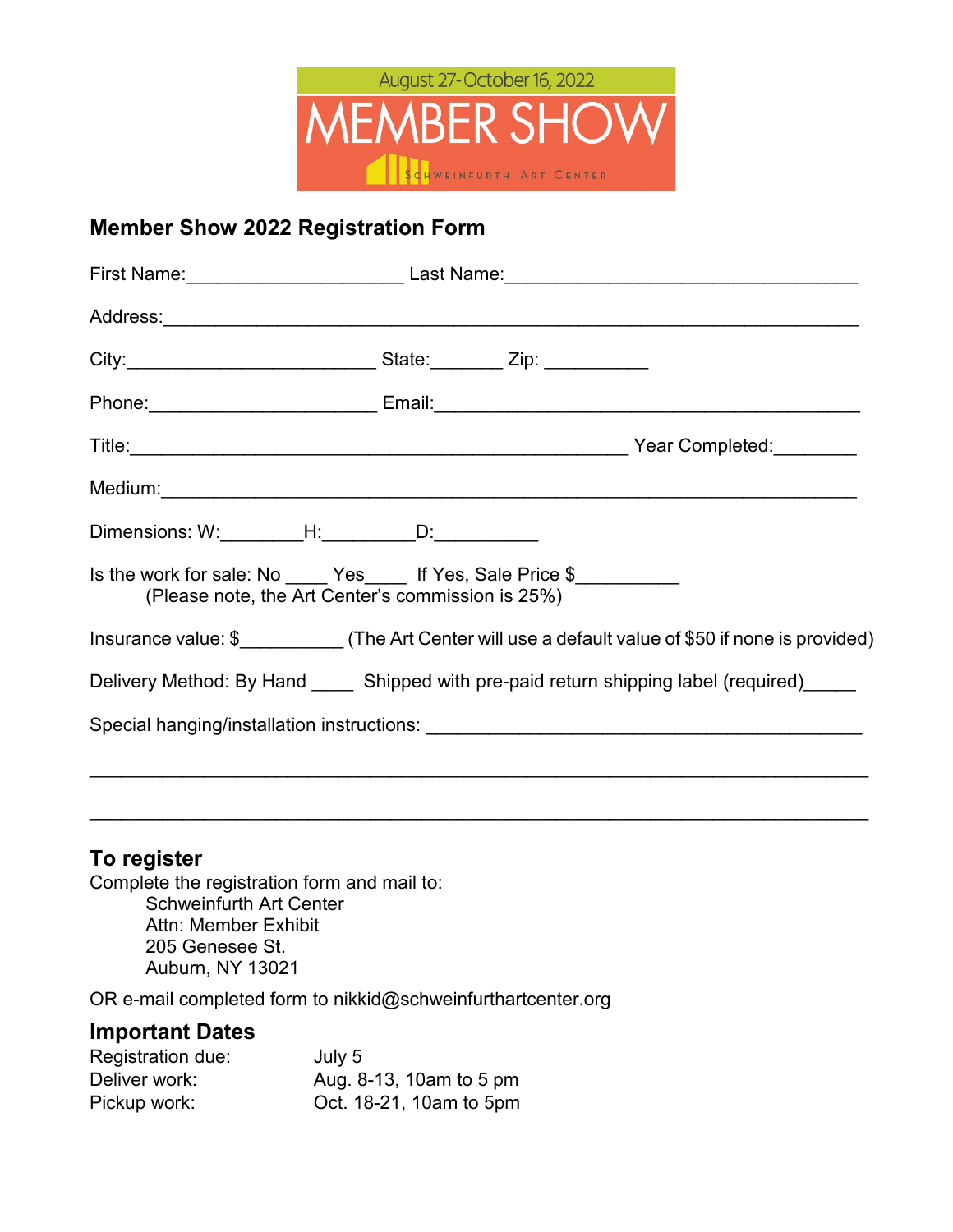August 27-October 16, 2022

# MEMBER SHOW

Schweinfurth Art Center

## Member Show 2022 Registration Form

First Name:____________________ Last Name:_________________________________

Address:_________________________________________________________________

City:________________________ State:_______ Zip: __________

Phone:______________________ Email:_________________________________________

Title:________________________________________________ Year Completed:________

Medium:__________________________________________________________________

Dimensions: W:________H:_________D:__________

Is the work for sale: No ____ Yes____ If Yes, Sale Price $__________
(Please note, the Art Center's commission is 25%)

Insurance value: $__________ (The Art Center will use a default value of $50 if none is provided)

Delivery Method: By Hand ____ Shipped with pre-paid return shipping label (required)_____

Special hanging/installation instructions: __________________________________________

_________________________________________________________________________

_________________________________________________________________________

## To register

Complete the registration form and mail to:

Schweinfurth Art Center
Attn: Member Exhibit
205 Genesee St.
Auburn, NY 13021

OR e-mail completed form to nikkid@schweinfurthartcenter.org

## Important Dates

| | |
|---|---|
| Registration due: | July 5 |
| Deliver work: | Aug. 8-13, 10am to 5 pm |
| Pickup work: | Oct. 18-21, 10am to 5pm |